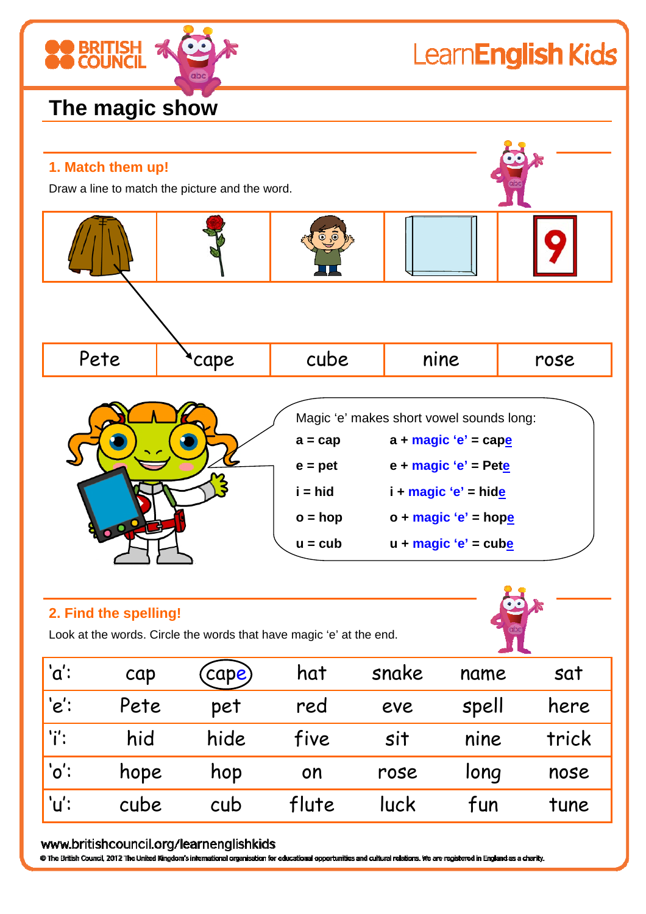# The magic show

## 1. Match them up!

Draw a line to match the picture and the word.

| Pete | cape | cube | nine | rose |
| --- | --- | --- | --- | --- |

Magic 'e' makes short vowel sounds long:

| | |
| --- | --- |
| **a = cap** | **a + magic 'e' = cap<u>e</u>** |
| **e = pet** | **e + magic 'e' = Pet<u>e</u>** |
| **i = hid** | **i + magic 'e' = hid<u>e</u>** |
| **o = hop** | **o + magic 'e' = hop<u>e</u>** |
| **u = cub** | **u + magic 'e' = cub<u>e</u>** |

## 2. Find the spelling!

Look at the words. Circle the words that have magic 'e' at the end.

| | | | | | | |
| --- | --- | --- | --- | --- | --- | --- |
| 'a': | cap | cape | hat | snake | name | sat |
| 'e': | Pete | pet | red | eve | spell | here |
| 'i': | hid | hide | five | sit | nine | trick |
| 'o': | hope | hop | on | rose | long | nose |
| 'u': | cube | cub | flute | luck | fun | tune |

www.britishcouncil.org/learnenglishkids

© The British Council, 2012 The United Kingdom's international organisation for educational opportunities and cultural relations. We are registered in England as a charity.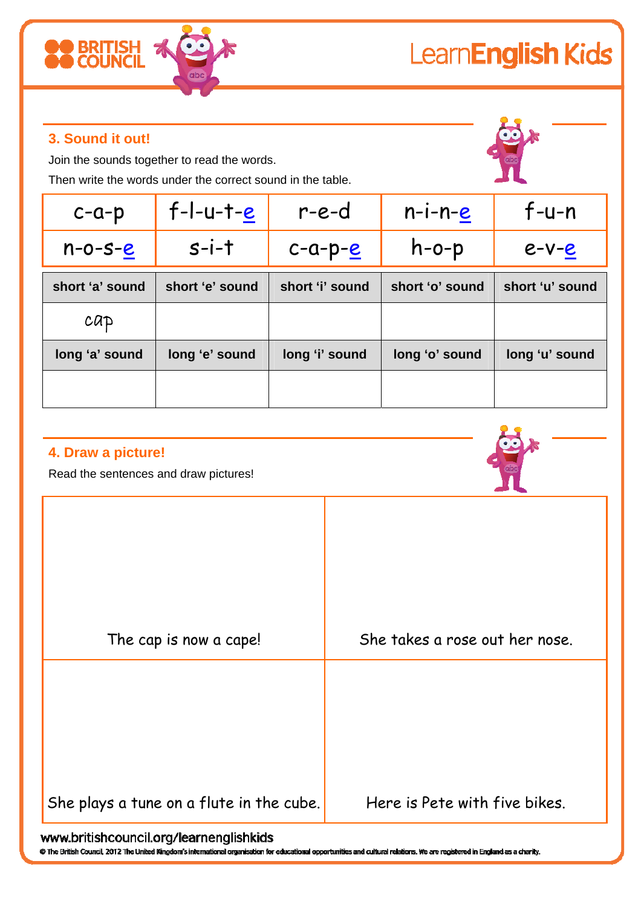## 3. Sound it out!

Join the sounds together to read the words.

Then write the words under the correct sound in the table.

| | | | | |
|---|---|---|---|---|
| c-a-p | f-l-u-t-e | r-e-d | n-i-n-e | f-u-n |
| n-o-s-e | s-i-t | c-a-p-e | h-o-p | e-v-e |

| short 'a' sound | short 'e' sound | short 'i' sound | short 'o' sound | short 'u' sound |
|---|---|---|---|---|
| cap | | | | |
| **long 'a' sound** | **long 'e' sound** | **long 'i' sound** | **long 'o' sound** | **long 'u' sound** |
| | | | | |

## 4. Draw a picture!

Read the sentences and draw pictures!

| | |
|---|---|
| The cap is now a cape! | She takes a rose out her nose. |
| She plays a tune on a flute in the cube. | Here is Pete with five bikes. |